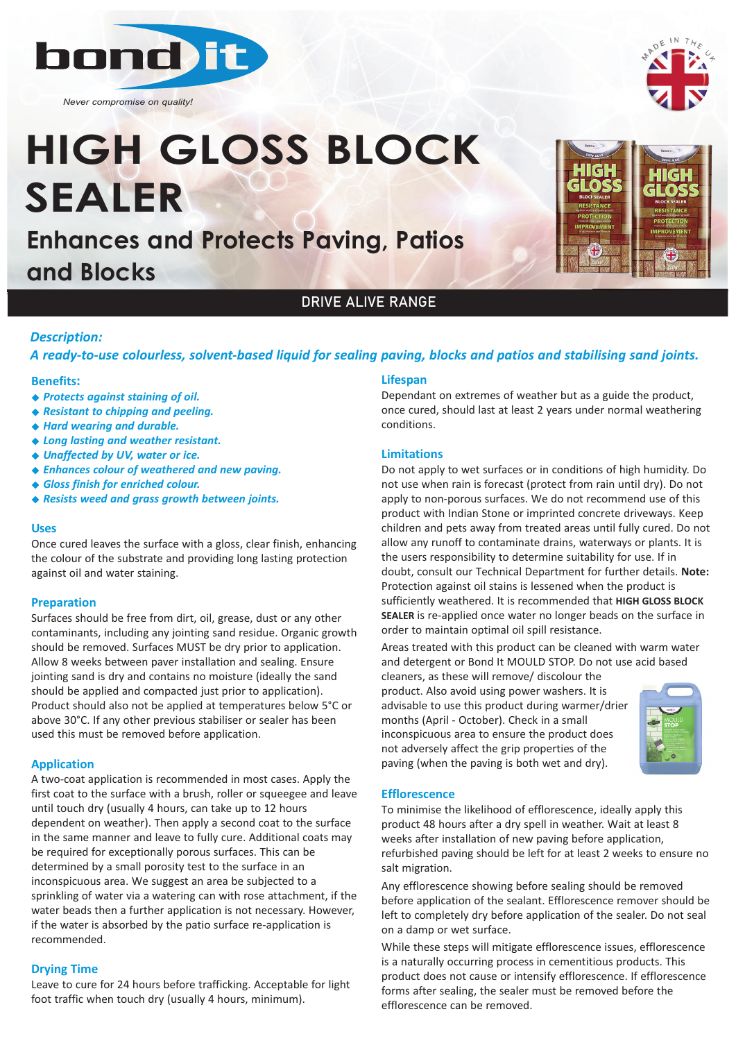bond it

*Never compromise on quality!*

# HIGH GLOSS BLOCK SEALER

## Enhances and Protects Paving, Patios and Blocks

DRIVE ALIVE RANGE

***Description:***

***A ready-to-use colourless, solvent-based liquid for sealing paving, blocks and patios and stabilising sand joints.***

### Benefits:

- ***Protects against staining of oil.***
- ***Resistant to chipping and peeling.***
- ***Hard wearing and durable.***
- ***Long lasting and weather resistant.***
- ***Unaffected by UV, water or ice.***
- ***Enhances colour of weathered and new paving.***
- ***Gloss finish for enriched colour.***
- ***Resists weed and grass growth between joints.***

### Uses

Once cured leaves the surface with a gloss, clear finish, enhancing the colour of the substrate and providing long lasting protection against oil and water staining.

### Preparation

Surfaces should be free from dirt, oil, grease, dust or any other contaminants, including any jointing sand residue. Organic growth should be removed. Surfaces MUST be dry prior to application. Allow 8 weeks between paver installation and sealing. Ensure jointing sand is dry and contains no moisture (ideally the sand should be applied and compacted just prior to application). Product should also not be applied at temperatures below 5°C or above 30°C. If any other previous stabiliser or sealer has been used this must be removed before application.

### Application

A two-coat application is recommended in most cases. Apply the first coat to the surface with a brush, roller or squeegee and leave until touch dry (usually 4 hours, can take up to 12 hours dependent on weather). Then apply a second coat to the surface in the same manner and leave to fully cure. Additional coats may be required for exceptionally porous surfaces. This can be determined by a small porosity test to the surface in an inconspicuous area. We suggest an area be subjected to a sprinkling of water via a watering can with rose attachment, if the water beads then a further application is not necessary. However, if the water is absorbed by the patio surface re-application is recommended.

### Drying Time

Leave to cure for 24 hours before trafficking. Acceptable for light foot traffic when touch dry (usually 4 hours, minimum).

### Lifespan

Dependant on extremes of weather but as a guide the product, once cured, should last at least 2 years under normal weathering conditions.

### Limitations

Do not apply to wet surfaces or in conditions of high humidity. Do not use when rain is forecast (protect from rain until dry). Do not apply to non-porous surfaces. We do not recommend use of this product with Indian Stone or imprinted concrete driveways. Keep children and pets away from treated areas until fully cured. Do not allow any runoff to contaminate drains, waterways or plants. It is the users responsibility to determine suitability for use. If in doubt, consult our Technical Department for further details. **Note:** Protection against oil stains is lessened when the product is sufficiently weathered. It is recommended that **HIGH GLOSS BLOCK SEALER** is re-applied once water no longer beads on the surface in order to maintain optimal oil spill resistance.

Areas treated with this product can be cleaned with warm water and detergent or Bond It MOULD STOP. Do not use acid based cleaners, as these will remove/ discolour the product. Also avoid using power washers. It is advisable to use this product during warmer/drier months (April - October). Check in a small inconspicuous area to ensure the product does not adversely affect the grip properties of the paving (when the paving is both wet and dry).

### Efflorescence

To minimise the likelihood of efflorescence, ideally apply this product 48 hours after a dry spell in weather. Wait at least 8 weeks after installation of new paving before application, refurbished paving should be left for at least 2 weeks to ensure no salt migration.

Any efflorescence showing before sealing should be removed before application of the sealant. Efflorescence remover should be left to completely dry before application of the sealer. Do not seal on a damp or wet surface.

While these steps will mitigate efflorescence issues, efflorescence is a naturally occurring process in cementitious products. This product does not cause or intensify efflorescence. If efflorescence forms after sealing, the sealer must be removed before the efflorescence can be removed.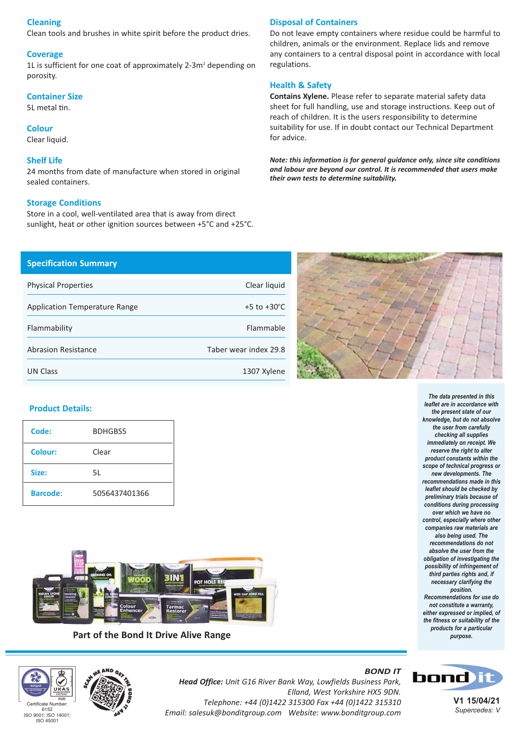## Cleaning

Clean tools and brushes in white spirit before the product dries.

## Coverage

1L is sufficient for one coat of approximately 2-3m² depending on porosity.

## Container Size

5L metal tin.

## Colour

Clear liquid.

## Shelf Life

24 months from date of manufacture when stored in original sealed containers.

## Storage Conditions

Store in a cool, well-ventilated area that is away from direct sunlight, heat or other ignition sources between +5°C and +25°C.

## Disposal of Containers

Do not leave empty containers where residue could be harmful to children, animals or the environment. Replace lids and remove any containers to a central disposal point in accordance with local regulations.

## Health & Safety

**Contains Xylene.** Please refer to separate material safety data sheet for full handling, use and storage instructions. Keep out of reach of children. It is the users responsibility to determine suitability for use. If in doubt contact our Technical Department for advice.

***Note: this information is for general guidance only, since site conditions and labour are beyond our control. It is recommended that users make their own tests to determine suitability.***

## Specification Summary

| | |
|---|---|
| Physical Properties | Clear liquid |
| Application Temperature Range | +5 to +30°C |
| Flammability | Flammable |
| Abrasion Resistance | Taber wear index 29.8 |
| UN Class | 1307 Xylene |

## Product Details:

| | |
|---|---|
| **Code:** | BDHGBS5 |
| **Colour:** | Clear |
| **Size:** | 5L |
| **Barcode**: | 5056437401366 |

**Part of the Bond It Drive Alive Range**

***The data presented in this leaflet are in accordance with the present state of our knowledge, but do not absolve the user from carefully checking all supplies immediately on receipt. We reserve the right to alter product constants within the scope of technical progress or new developments. The recommendations made in this leaflet should be checked by preliminary trials because of conditions during processing over which we have no control, especially where other companies raw materials are also being used. The recommendations do not absolve the user from the obligation of investigating the possibility of infringement of third parties rights and, if necessary clarifying the position. Recommendations for use do not constitute a warranty, either expressed or implied, of the fitness or suitability of the products for a particular purpose.***

Certificate Number: 6152
ISO 9001; ISO 14001; ISO 45001

SCAN ME AND GET THE BOND IT APP

***BOND IT***
***Head Office:*** *Unit G16 River Bank Way, Lowfields Business Park, Elland, West Yorkshire HX5 9DN.*
*Telephone: +44 (0)1422 315300 Fax +44 (0)1422 315310*
*Email: salesuk@bonditgroup.com Website: www.bonditgroup.com*

**V1 15/04/21**
*Supercedes: V*